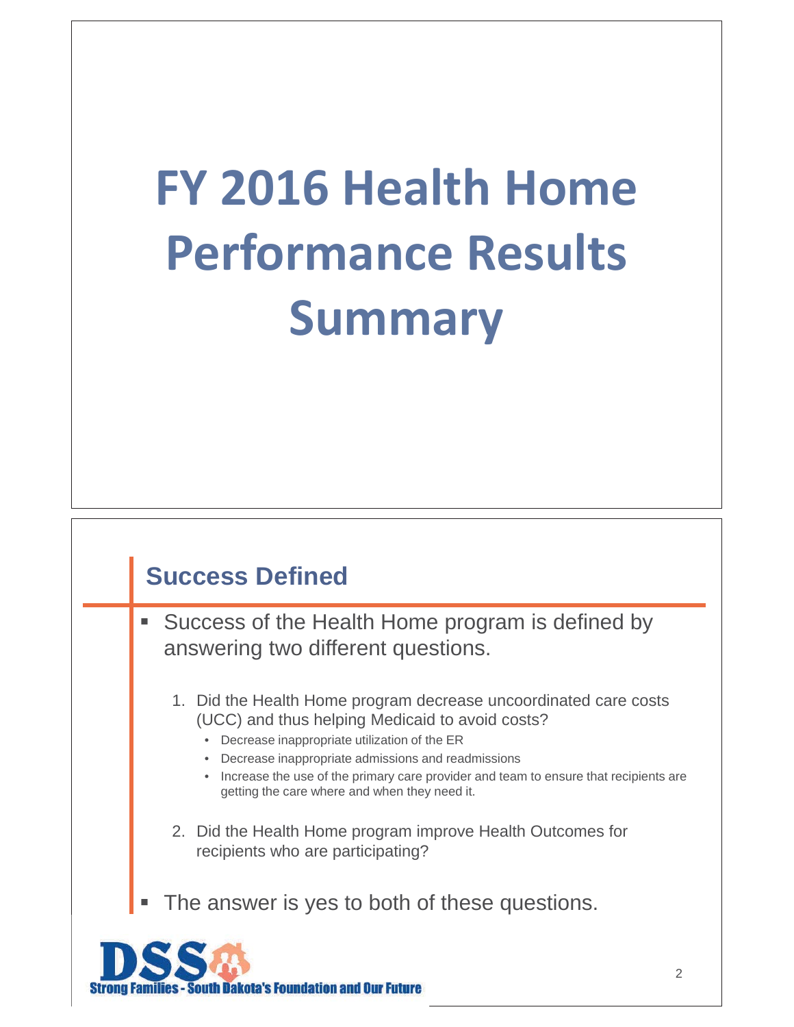# FY 2016 Health Home Performance Results Summary

## Success Defined

- Success of the Health Home program is defined by answering two different questions.

  1. Did the Health Home program decrease uncoordinated care costs (UCC) and thus helping Medicaid to avoid costs?
     - Decrease inappropriate utilization of the ER
     - Decrease inappropriate admissions and readmissions
     - Increase the use of the primary care provider and team to ensure that recipients are getting the care where and when they need it.
  2. Did the Health Home program improve Health Outcomes for recipients who are participating?

- The answer is yes to both of these questions.

DSS Strong Families - South Dakota's Foundation and Our Future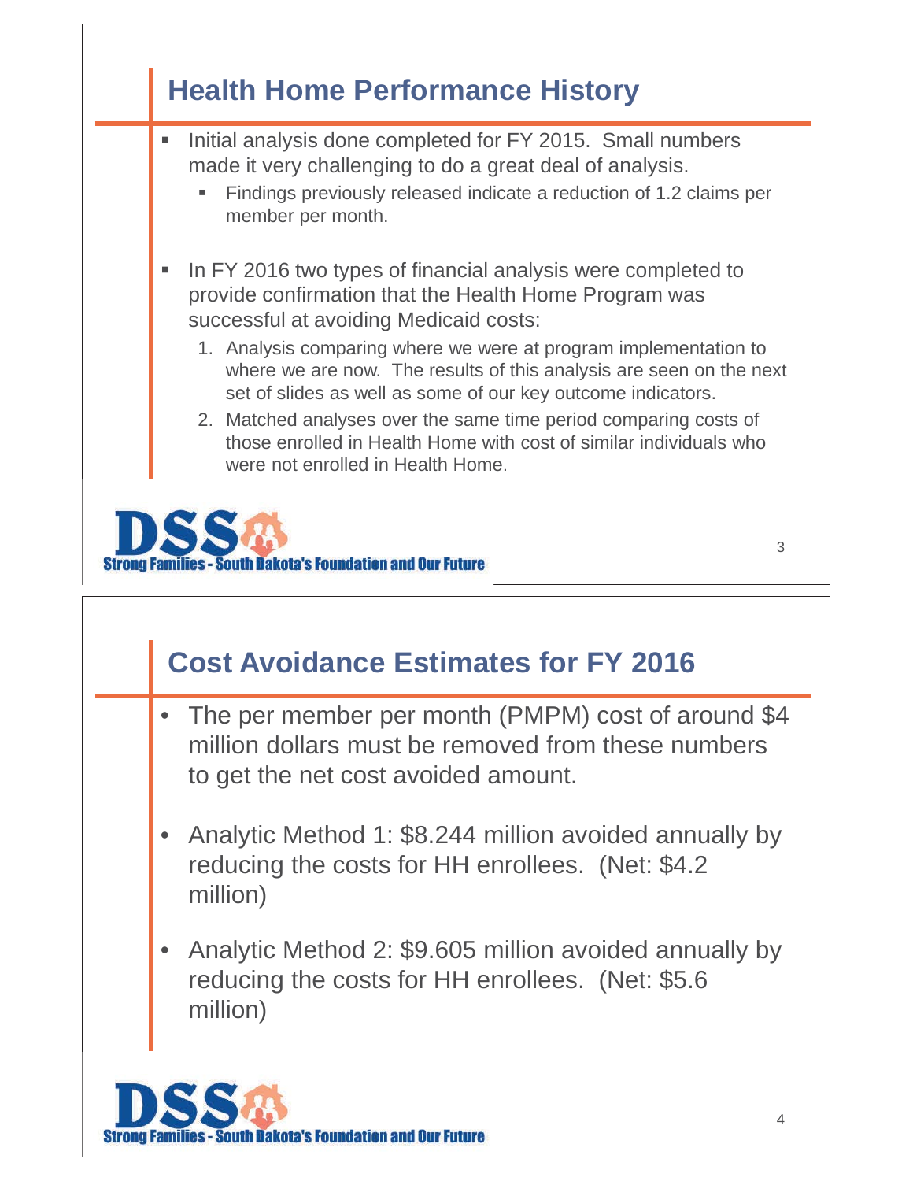## Health Home Performance History

- Initial analysis done completed for FY 2015. Small numbers made it very challenging to do a great deal of analysis.
  - Findings previously released indicate a reduction of 1.2 claims per member per month.
- In FY 2016 two types of financial analysis were completed to provide confirmation that the Health Home Program was successful at avoiding Medicaid costs:
  1. Analysis comparing where we were at program implementation to where we are now. The results of this analysis are seen on the next set of slides as well as some of our key outcome indicators.
  2. Matched analyses over the same time period comparing costs of those enrolled in Health Home with cost of similar individuals who were not enrolled in Health Home.

DSS Strong Families - South Dakota's Foundation and Our Future

## Cost Avoidance Estimates for FY 2016

- The per member per month (PMPM) cost of around $4 million dollars must be removed from these numbers to get the net cost avoided amount.
- Analytic Method 1: $8.244 million avoided annually by reducing the costs for HH enrollees. (Net: $4.2 million)
- Analytic Method 2: $9.605 million avoided annually by reducing the costs for HH enrollees. (Net: $5.6 million)

DSS Strong Families - South Dakota's Foundation and Our Future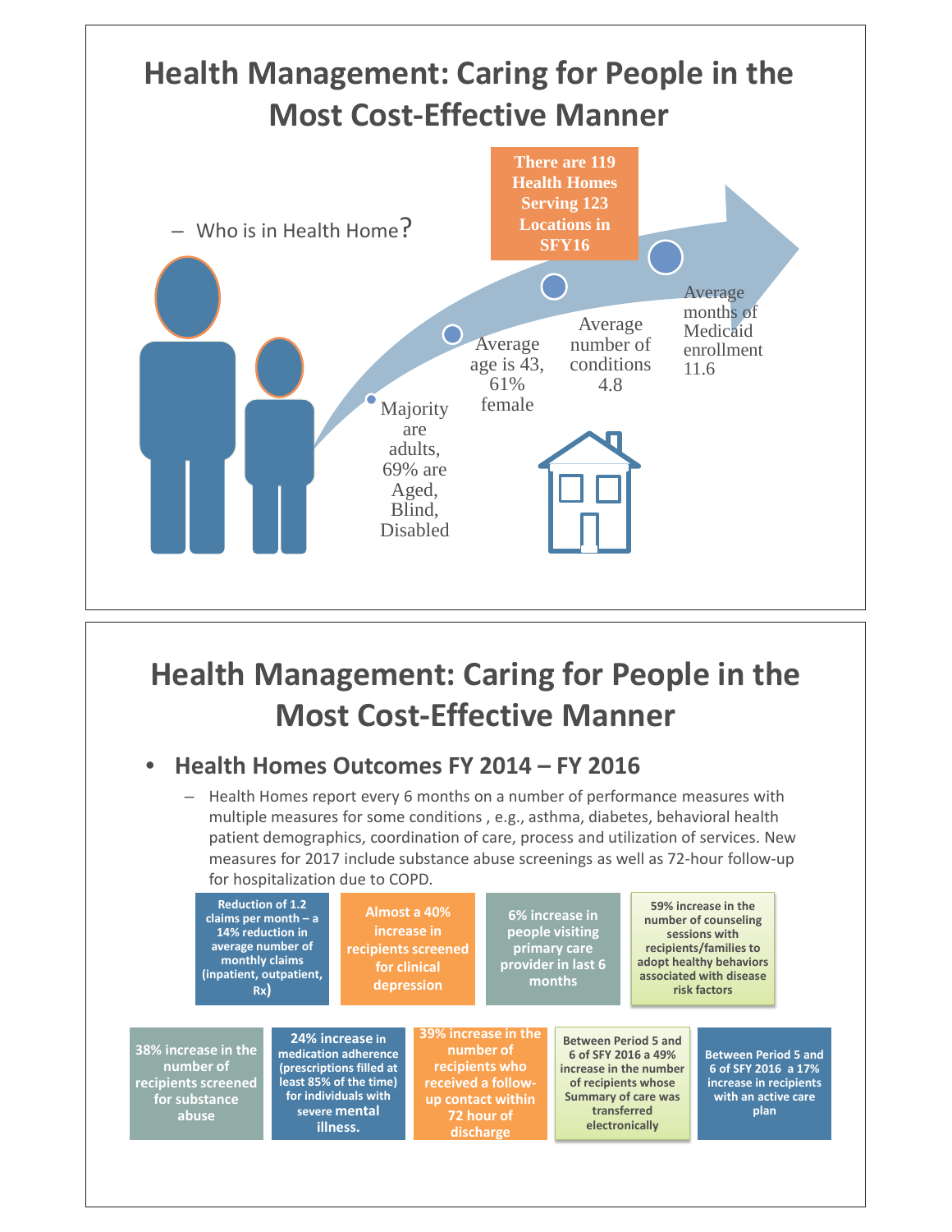# Health Management: Caring for People in the Most Cost-Effective Manner

– Who is in Health Home?

There are 119 Health Homes Serving 123 Locations in SFY16

- Majority are adults, 69% are Aged, Blind, Disabled
- Average age is 43, 61% female
- Average number of conditions 4.8
- Average months of Medicaid enrollment 11.6

# Health Management: Caring for People in the Most Cost-Effective Manner

- **Health Homes Outcomes FY 2014 – FY 2016**
  - Health Homes report every 6 months on a number of performance measures with multiple measures for some conditions , e.g., asthma, diabetes, behavioral health patient demographics, coordination of care, process and utilization of services. New measures for 2017 include substance abuse screenings as well as 72-hour follow-up for hospitalization due to COPD.

- **Reduction of 1.2 claims per month – a 14% reduction in average number of monthly claims (inpatient, outpatient, Rx)**
- **Almost a 40% increase in recipients screened for clinical depression**
- **6% increase in people visiting primary care provider in last 6 months**
- **59% increase in the number of counseling sessions with recipients/families to adopt healthy behaviors associated with disease risk factors**
- **38% increase in the number of recipients screened for substance abuse**
- **24% increase in medication adherence (prescriptions filled at least 85% of the time) for individuals with severe mental illness.**
- **39% increase in the number of recipients who received a follow-up contact within 72 hour of discharge**
- **Between Period 5 and 6 of SFY 2016 a 49% increase in the number of recipients whose Summary of care was transferred electronically**
- **Between Period 5 and 6 of SFY 2016 a 17% increase in recipients with an active care plan**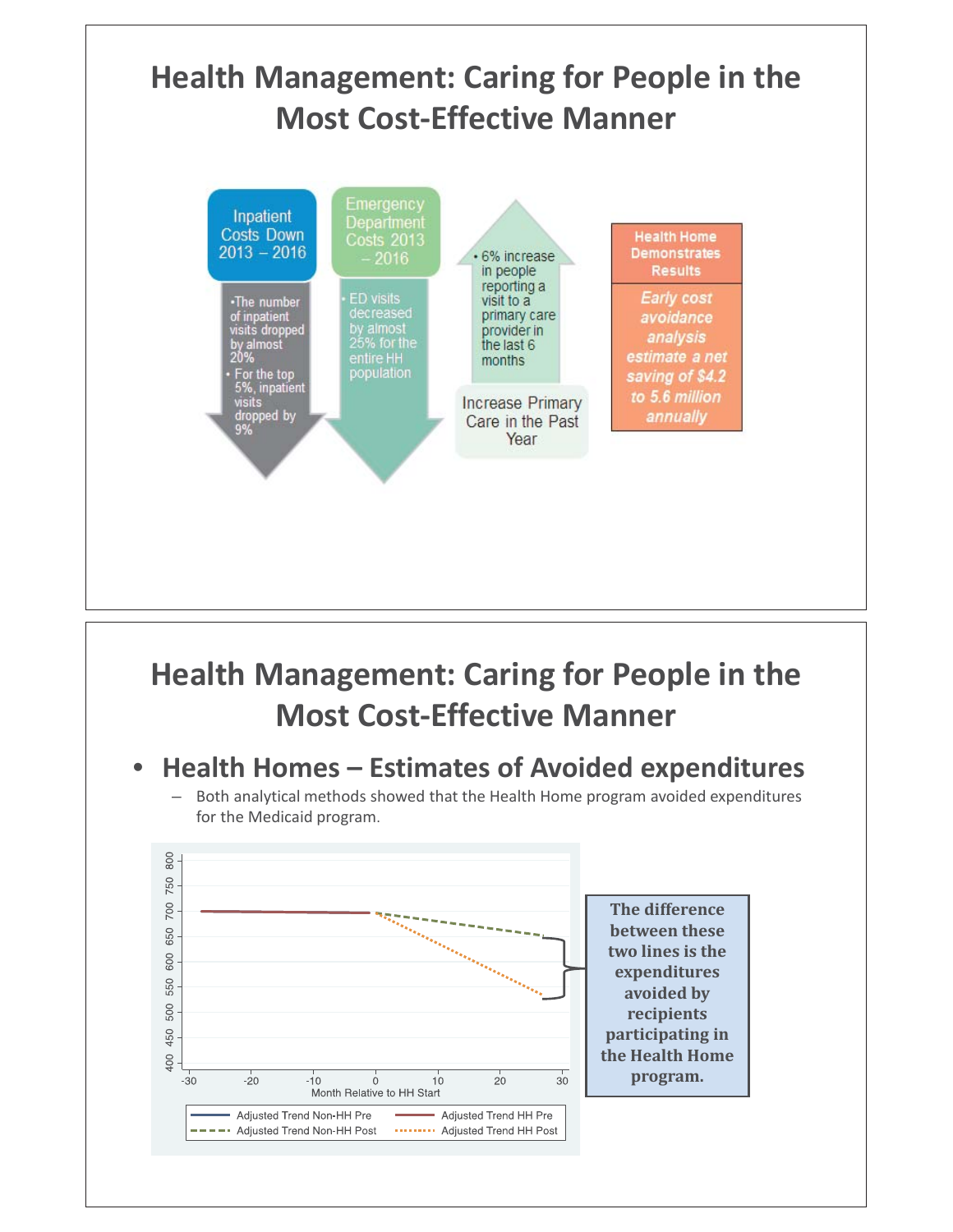# Health Management: Caring for People in the Most Cost-Effective Manner

**Inpatient Costs Down 2013 – 2016**

- The number of inpatient visits dropped by almost 20%
- For the top 5%, inpatient visits dropped by 9%

**Emergency Department Costs 2013 – 2016**

- ED visits decreased by almost 25% for the entire HH population

**Increase Primary Care in the Past Year**

- 6% increase in people reporting a visit to a primary care provider in the last 6 months

**Health Home Demonstrates Results**

*Early cost avoidance analysis estimate a net saving of $4.2 to 5.6 million annually*

# Health Management: Caring for People in the Most Cost-Effective Manner

- **Health Homes – Estimates of Avoided expenditures**
  - Both analytical methods showed that the Health Home program avoided expenditures for the Medicaid program.

Month Relative to HH Start

Adjusted Trend Non-HH Pre | Adjusted Trend HH Pre | Adjusted Trend Non-HH Post | Adjusted Trend HH Post

**The difference between these two lines is the expenditures avoided by recipients participating in the Health Home program.**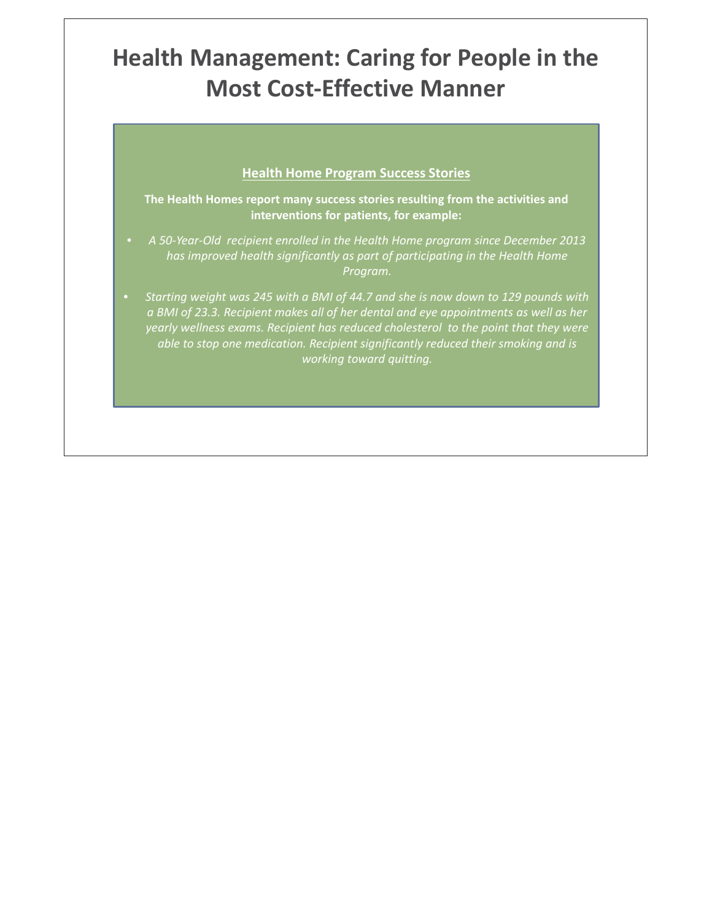# Health Management: Caring for People in the Most Cost-Effective Manner

**Health Home Program Success Stories**

**The Health Homes report many success stories resulting from the activities and interventions for patients, for example:**

- *A 50-Year-Old recipient enrolled in the Health Home program since December 2013 has improved health significantly as part of participating in the Health Home Program.*
- *Starting weight was 245 with a BMI of 44.7 and she is now down to 129 pounds with a BMI of 23.3. Recipient makes all of her dental and eye appointments as well as her yearly wellness exams. Recipient has reduced cholesterol to the point that they were able to stop one medication. Recipient significantly reduced their smoking and is working toward quitting.*